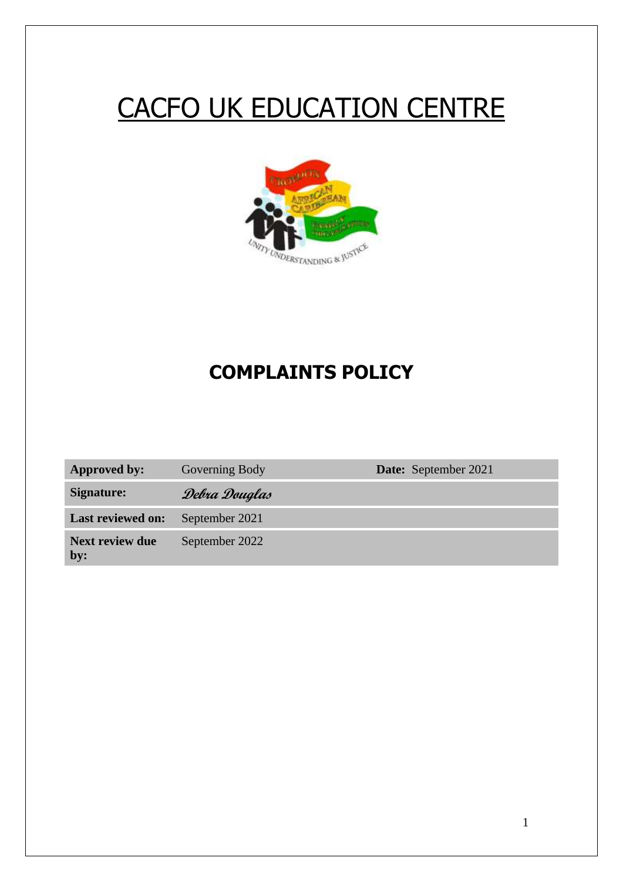# CACFO UK EDUCATION CENTRE

## COMPLAINTS POLICY

| **Approved by:** | Governing Body | **Date:** September 2021 |
|---|---|---|
| **Signature:** | *Debra Douglas* | |
| **Last reviewed on:** | September 2021 | |
| **Next review due by:** | September 2022 | |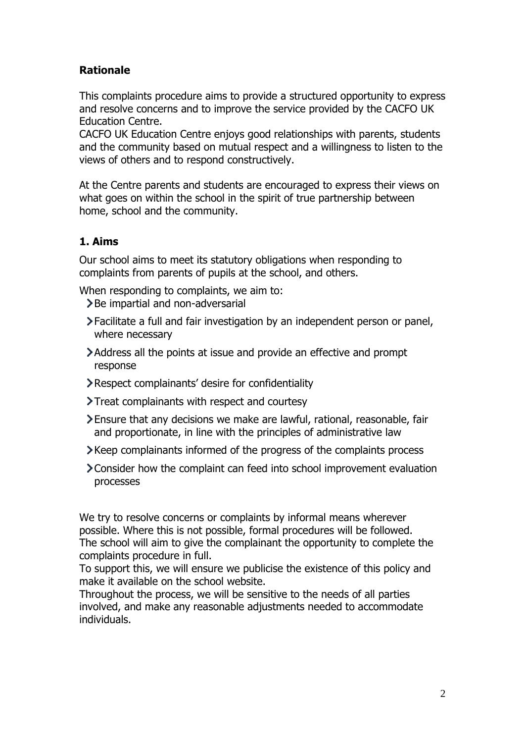**Rationale**

This complaints procedure aims to provide a structured opportunity to express and resolve concerns and to improve the service provided by the CACFO UK Education Centre.
CACFO UK Education Centre enjoys good relationships with parents, students and the community based on mutual respect and a willingness to listen to the views of others and to respond constructively.

At the Centre parents and students are encouraged to express their views on what goes on within the school in the spirit of true partnership between home, school and the community.

## 1. Aims

Our school aims to meet its statutory obligations when responding to complaints from parents of pupils at the school, and others.

When responding to complaints, we aim to:

- Be impartial and non-adversarial
- Facilitate a full and fair investigation by an independent person or panel, where necessary
- Address all the points at issue and provide an effective and prompt response
- Respect complainants' desire for confidentiality
- Treat complainants with respect and courtesy
- Ensure that any decisions we make are lawful, rational, reasonable, fair and proportionate, in line with the principles of administrative law
- Keep complainants informed of the progress of the complaints process
- Consider how the complaint can feed into school improvement evaluation processes

We try to resolve concerns or complaints by informal means wherever possible. Where this is not possible, formal procedures will be followed.
The school will aim to give the complainant the opportunity to complete the complaints procedure in full.
To support this, we will ensure we publicise the existence of this policy and make it available on the school website.
Throughout the process, we will be sensitive to the needs of all parties involved, and make any reasonable adjustments needed to accommodate individuals.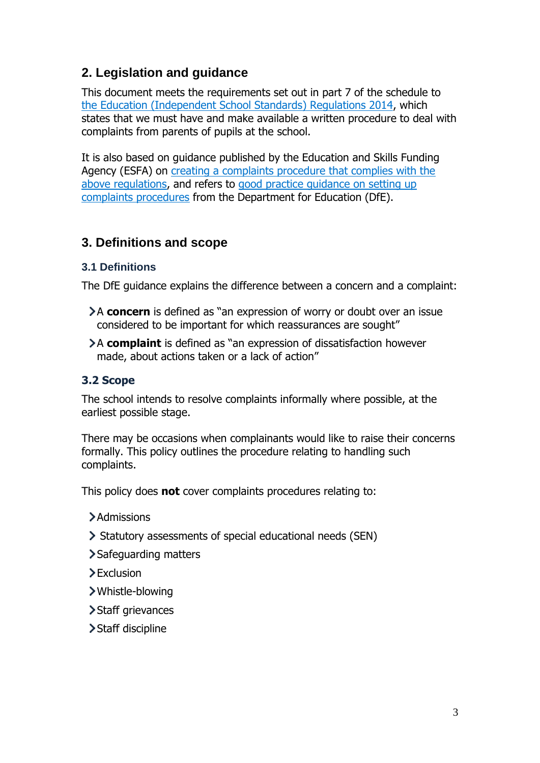## 2. Legislation and guidance

This document meets the requirements set out in part 7 of the schedule to the Education (Independent School Standards) Regulations 2014, which states that we must have and make available a written procedure to deal with complaints from parents of pupils at the school.

It is also based on guidance published by the Education and Skills Funding Agency (ESFA) on creating a complaints procedure that complies with the above regulations, and refers to good practice guidance on setting up complaints procedures from the Department for Education (DfE).

## 3. Definitions and scope

### 3.1 Definitions

The DfE guidance explains the difference between a concern and a complaint:

- A **concern** is defined as "an expression of worry or doubt over an issue considered to be important for which reassurances are sought"
- A **complaint** is defined as "an expression of dissatisfaction however made, about actions taken or a lack of action"

### 3.2 Scope

The school intends to resolve complaints informally where possible, at the earliest possible stage.

There may be occasions when complainants would like to raise their concerns formally. This policy outlines the procedure relating to handling such complaints.

This policy does **not** cover complaints procedures relating to:

- Admissions
- Statutory assessments of special educational needs (SEN)
- Safeguarding matters
- Exclusion
- Whistle-blowing
- Staff grievances
- Staff discipline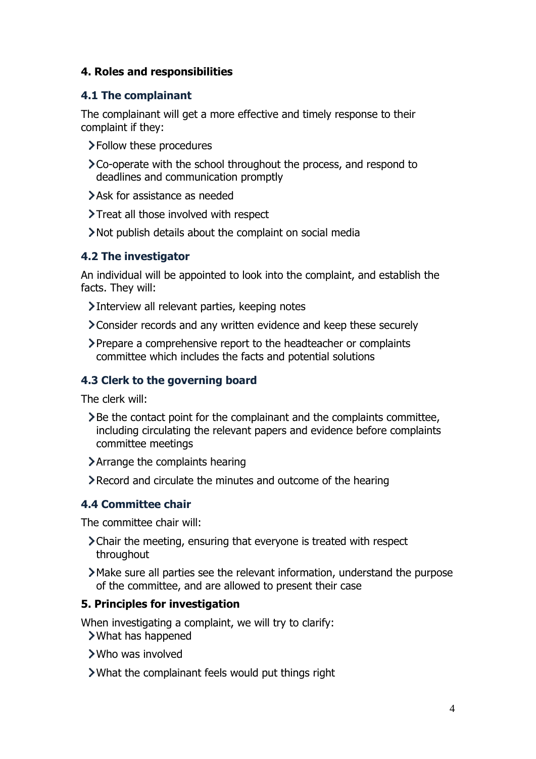## 4. Roles and responsibilities

### 4.1 The complainant

The complainant will get a more effective and timely response to their complaint if they:

- Follow these procedures
- Co-operate with the school throughout the process, and respond to deadlines and communication promptly
- Ask for assistance as needed
- Treat all those involved with respect
- Not publish details about the complaint on social media

### 4.2 The investigator

An individual will be appointed to look into the complaint, and establish the facts. They will:

- Interview all relevant parties, keeping notes
- Consider records and any written evidence and keep these securely
- Prepare a comprehensive report to the headteacher or complaints committee which includes the facts and potential solutions

### 4.3 Clerk to the governing board

The clerk will:

- Be the contact point for the complainant and the complaints committee, including circulating the relevant papers and evidence before complaints committee meetings
- Arrange the complaints hearing
- Record and circulate the minutes and outcome of the hearing

### 4.4 Committee chair

The committee chair will:

- Chair the meeting, ensuring that everyone is treated with respect throughout
- Make sure all parties see the relevant information, understand the purpose of the committee, and are allowed to present their case

## 5. Principles for investigation

When investigating a complaint, we will try to clarify:

- What has happened
- Who was involved
- What the complainant feels would put things right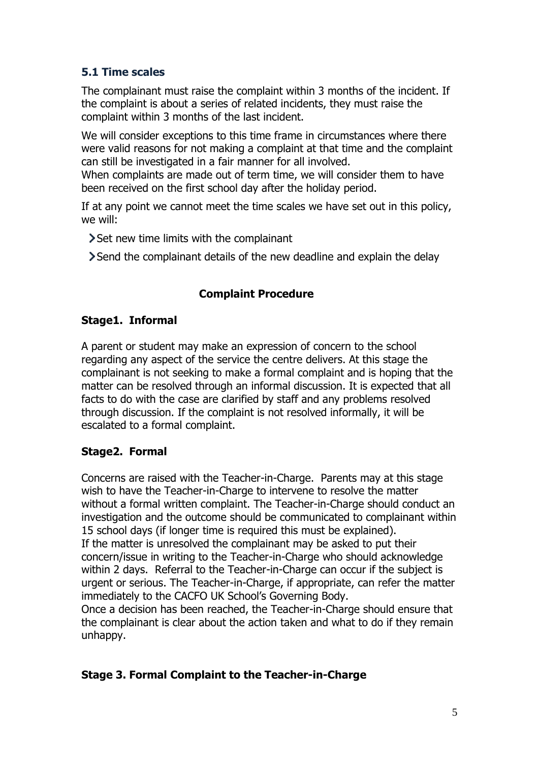### 5.1 Time scales

The complainant must raise the complaint within 3 months of the incident. If the complaint is about a series of related incidents, they must raise the complaint within 3 months of the last incident.

We will consider exceptions to this time frame in circumstances where there were valid reasons for not making a complaint at that time and the complaint can still be investigated in a fair manner for all involved.
When complaints are made out of term time, we will consider them to have been received on the first school day after the holiday period.

If at any point we cannot meet the time scales we have set out in this policy, we will:

- Set new time limits with the complainant
- Send the complainant details of the new deadline and explain the delay

**Complaint Procedure**

**Stage1. Informal**

A parent or student may make an expression of concern to the school regarding any aspect of the service the centre delivers. At this stage the complainant is not seeking to make a formal complaint and is hoping that the matter can be resolved through an informal discussion. It is expected that all facts to do with the case are clarified by staff and any problems resolved through discussion. If the complaint is not resolved informally, it will be escalated to a formal complaint.

**Stage2. Formal**

Concerns are raised with the Teacher-in-Charge. Parents may at this stage wish to have the Teacher-in-Charge to intervene to resolve the matter without a formal written complaint. The Teacher-in-Charge should conduct an investigation and the outcome should be communicated to complainant within 15 school days (if longer time is required this must be explained).
If the matter is unresolved the complainant may be asked to put their concern/issue in writing to the Teacher-in-Charge who should acknowledge within 2 days. Referral to the Teacher-in-Charge can occur if the subject is urgent or serious. The Teacher-in-Charge, if appropriate, can refer the matter immediately to the CACFO UK School's Governing Body.
Once a decision has been reached, the Teacher-in-Charge should ensure that the complainant is clear about the action taken and what to do if they remain unhappy.

**Stage 3. Formal Complaint to the Teacher-in-Charge**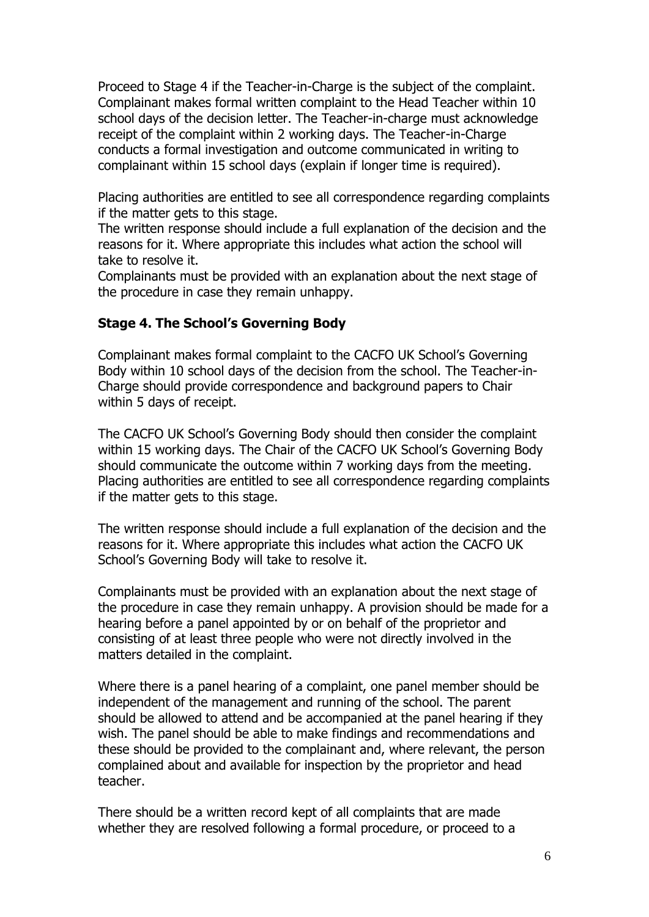Proceed to Stage 4 if the Teacher-in-Charge is the subject of the complaint. Complainant makes formal written complaint to the Head Teacher within 10 school days of the decision letter. The Teacher-in-charge must acknowledge receipt of the complaint within 2 working days. The Teacher-in-Charge conducts a formal investigation and outcome communicated in writing to complainant within 15 school days (explain if longer time is required).

Placing authorities are entitled to see all correspondence regarding complaints if the matter gets to this stage.
The written response should include a full explanation of the decision and the reasons for it. Where appropriate this includes what action the school will take to resolve it.
Complainants must be provided with an explanation about the next stage of the procedure in case they remain unhappy.

**Stage 4. The School's Governing Body**

Complainant makes formal complaint to the CACFO UK School's Governing Body within 10 school days of the decision from the school. The Teacher-in-Charge should provide correspondence and background papers to Chair within 5 days of receipt.

The CACFO UK School's Governing Body should then consider the complaint within 15 working days. The Chair of the CACFO UK School's Governing Body should communicate the outcome within 7 working days from the meeting. Placing authorities are entitled to see all correspondence regarding complaints if the matter gets to this stage.

The written response should include a full explanation of the decision and the reasons for it. Where appropriate this includes what action the CACFO UK School's Governing Body will take to resolve it.

Complainants must be provided with an explanation about the next stage of the procedure in case they remain unhappy. A provision should be made for a hearing before a panel appointed by or on behalf of the proprietor and consisting of at least three people who were not directly involved in the matters detailed in the complaint.

Where there is a panel hearing of a complaint, one panel member should be independent of the management and running of the school. The parent should be allowed to attend and be accompanied at the panel hearing if they wish. The panel should be able to make findings and recommendations and these should be provided to the complainant and, where relevant, the person complained about and available for inspection by the proprietor and head teacher.

There should be a written record kept of all complaints that are made whether they are resolved following a formal procedure, or proceed to a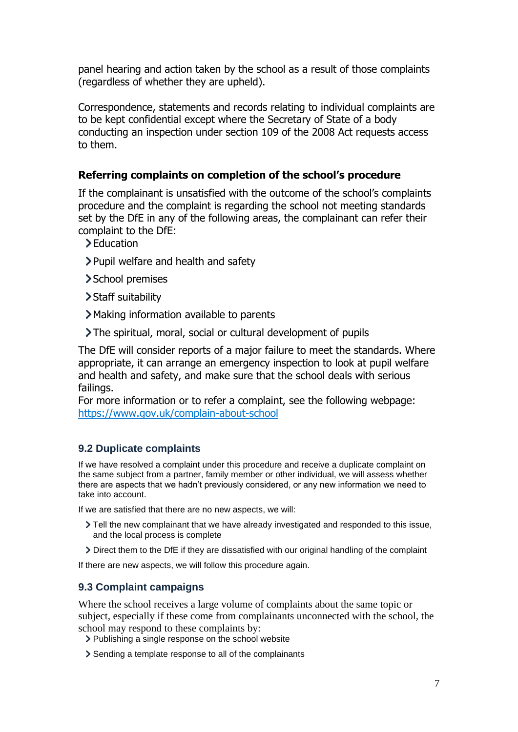panel hearing and action taken by the school as a result of those complaints (regardless of whether they are upheld).

Correspondence, statements and records relating to individual complaints are to be kept confidential except where the Secretary of State of a body conducting an inspection under section 109 of the 2008 Act requests access to them.

### Referring complaints on completion of the school's procedure

If the complainant is unsatisfied with the outcome of the school's complaints procedure and the complaint is regarding the school not meeting standards set by the DfE in any of the following areas, the complainant can refer their complaint to the DfE:

- Education
- Pupil welfare and health and safety
- School premises
- Staff suitability
- Making information available to parents
- The spiritual, moral, social or cultural development of pupils

The DfE will consider reports of a major failure to meet the standards. Where appropriate, it can arrange an emergency inspection to look at pupil welfare and health and safety, and make sure that the school deals with serious failings.

For more information or to refer a complaint, see the following webpage: [https://www.gov.uk/complain-about-school](https://www.gov.uk/complain-about-school)

## 9.2 Duplicate complaints

If we have resolved a complaint under this procedure and receive a duplicate complaint on the same subject from a partner, family member or other individual, we will assess whether there are aspects that we hadn't previously considered, or any new information we need to take into account.

If we are satisfied that there are no new aspects, we will:

- Tell the new complainant that we have already investigated and responded to this issue, and the local process is complete
- Direct them to the DfE if they are dissatisfied with our original handling of the complaint

If there are new aspects, we will follow this procedure again.

## 9.3 Complaint campaigns

Where the school receives a large volume of complaints about the same topic or subject, especially if these come from complainants unconnected with the school, the school may respond to these complaints by:

- Publishing a single response on the school website
- Sending a template response to all of the complainants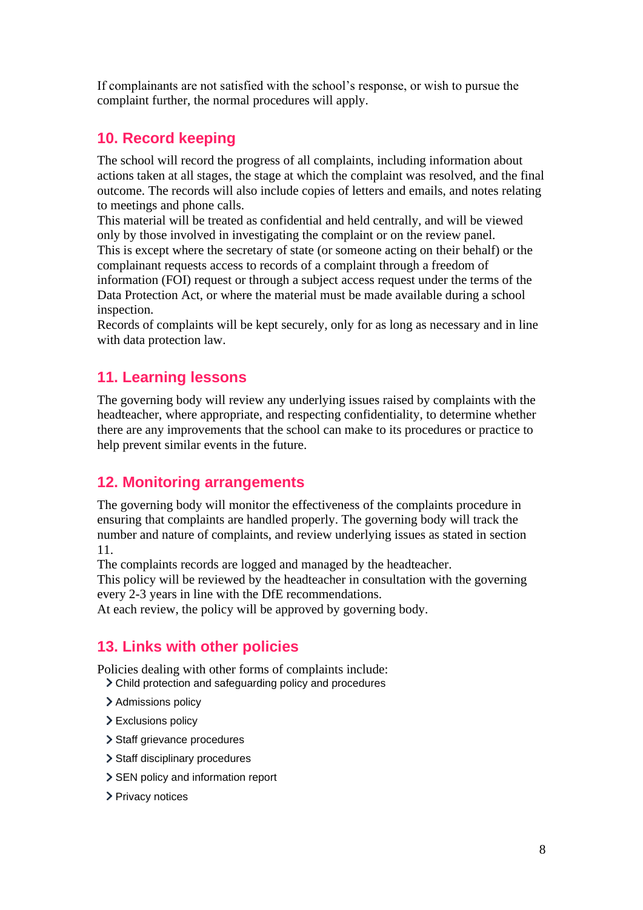If complainants are not satisfied with the school's response, or wish to pursue the complaint further, the normal procedures will apply.

## 10. Record keeping

The school will record the progress of all complaints, including information about actions taken at all stages, the stage at which the complaint was resolved, and the final outcome. The records will also include copies of letters and emails, and notes relating to meetings and phone calls.

This material will be treated as confidential and held centrally, and will be viewed only by those involved in investigating the complaint or on the review panel.

This is except where the secretary of state (or someone acting on their behalf) or the complainant requests access to records of a complaint through a freedom of information (FOI) request or through a subject access request under the terms of the Data Protection Act, or where the material must be made available during a school inspection.

Records of complaints will be kept securely, only for as long as necessary and in line with data protection law.

## 11. Learning lessons

The governing body will review any underlying issues raised by complaints with the headteacher, where appropriate, and respecting confidentiality, to determine whether there are any improvements that the school can make to its procedures or practice to help prevent similar events in the future.

## 12. Monitoring arrangements

The governing body will monitor the effectiveness of the complaints procedure in ensuring that complaints are handled properly. The governing body will track the number and nature of complaints, and review underlying issues as stated in section 11.

The complaints records are logged and managed by the headteacher.

This policy will be reviewed by the headteacher in consultation with the governing every 2-3 years in line with the DfE recommendations.

At each review, the policy will be approved by governing body.

## 13. Links with other policies

Policies dealing with other forms of complaints include:

- Child protection and safeguarding policy and procedures
- Admissions policy
- Exclusions policy
- Staff grievance procedures
- Staff disciplinary procedures
- SEN policy and information report
- Privacy notices